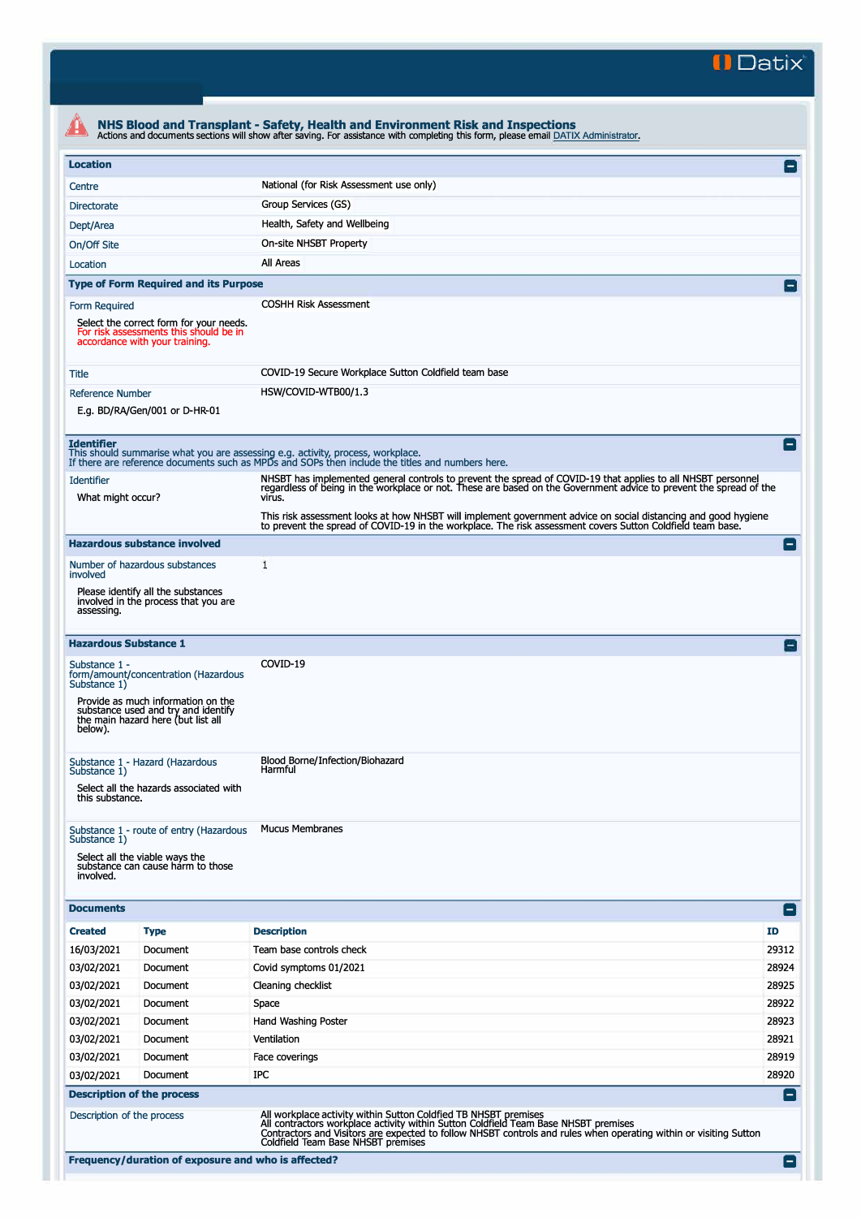Datix

# NHS Blood and Transplant - Safety, Health and Environment Risk and Inspections

Actions and documents sections will show after saving. For assistance with completing this form, please email DATIX Administrator.

## Location

| | |
|---|---|
| Centre | National (for Risk Assessment use only) |
| Directorate | Group Services (GS) |
| Dept/Area | Health, Safety and Wellbeing |
| On/Off Site | On-site NHSBT Property |
| Location | All Areas |

## Type of Form Required and its Purpose

**Form Required**

Select the correct form for your needs. For risk assessments this should be in accordance with your training.

COSHH Risk Assessment

**Title**

COVID-19 Secure Workplace Sutton Coldfield team base

**Reference Number**

E.g. BD/RA/Gen/001 or D-HR-01

HSW/COVID-WTB00/1.3

## Identifier

This should summarise what you are assessing e.g. activity, process, workplace.
If there are reference documents such as MPDs and SOPs then include the titles and numbers here.

**Identifier**

What might occur?

NHSBT has implemented general controls to prevent the spread of COVID-19 that applies to all NHSBT personnel regardless of being in the workplace or not. These are based on the Government advice to prevent the spread of the virus.

This risk assessment looks at how NHSBT will implement government advice on social distancing and good hygiene to prevent the spread of COVID-19 in the workplace. The risk assessment covers Sutton Coldfield team base.

## Hazardous substance involved

**Number of hazardous substances involved**

Please identify all the substances involved in the process that you are assessing.

1

## Hazardous Substance 1

**Substance 1 - form/amount/concentration (Hazardous Substance 1)**

Provide as much information on the substance used and try and identify the main hazard here (but list all below).

COVID-19

**Substance 1 - Hazard (Hazardous Substance 1)**

Select all the hazards associated with this substance.

Blood Borne/Infection/Biohazard
Harmful

**Substance 1 - route of entry (Hazardous Substance 1)**

Select all the viable ways the substance can cause harm to those involved.

Mucus Membranes

## Documents

| Created | Type | Description | ID |
|---|---|---|---|
| 16/03/2021 | Document | Team base controls check | 29312 |
| 03/02/2021 | Document | Covid symptoms 01/2021 | 28924 |
| 03/02/2021 | Document | Cleaning checklist | 28925 |
| 03/02/2021 | Document | Space | 28922 |
| 03/02/2021 | Document | Hand Washing Poster | 28923 |
| 03/02/2021 | Document | Ventilation | 28921 |
| 03/02/2021 | Document | Face coverings | 28919 |
| 03/02/2021 | Document | IPC | 28920 |

## Description of the process

**Description of the process**

All workplace activity within Sutton Coldfied TB NHSBT premises
All contractors workplace activity within Sutton Coldfield Team Base NHSBT premises
Contractors and Visitors are expected to follow NHSBT controls and rules when operating within or visiting Sutton Coldfield Team Base NHSBT premises

## Frequency/duration of exposure and who is affected?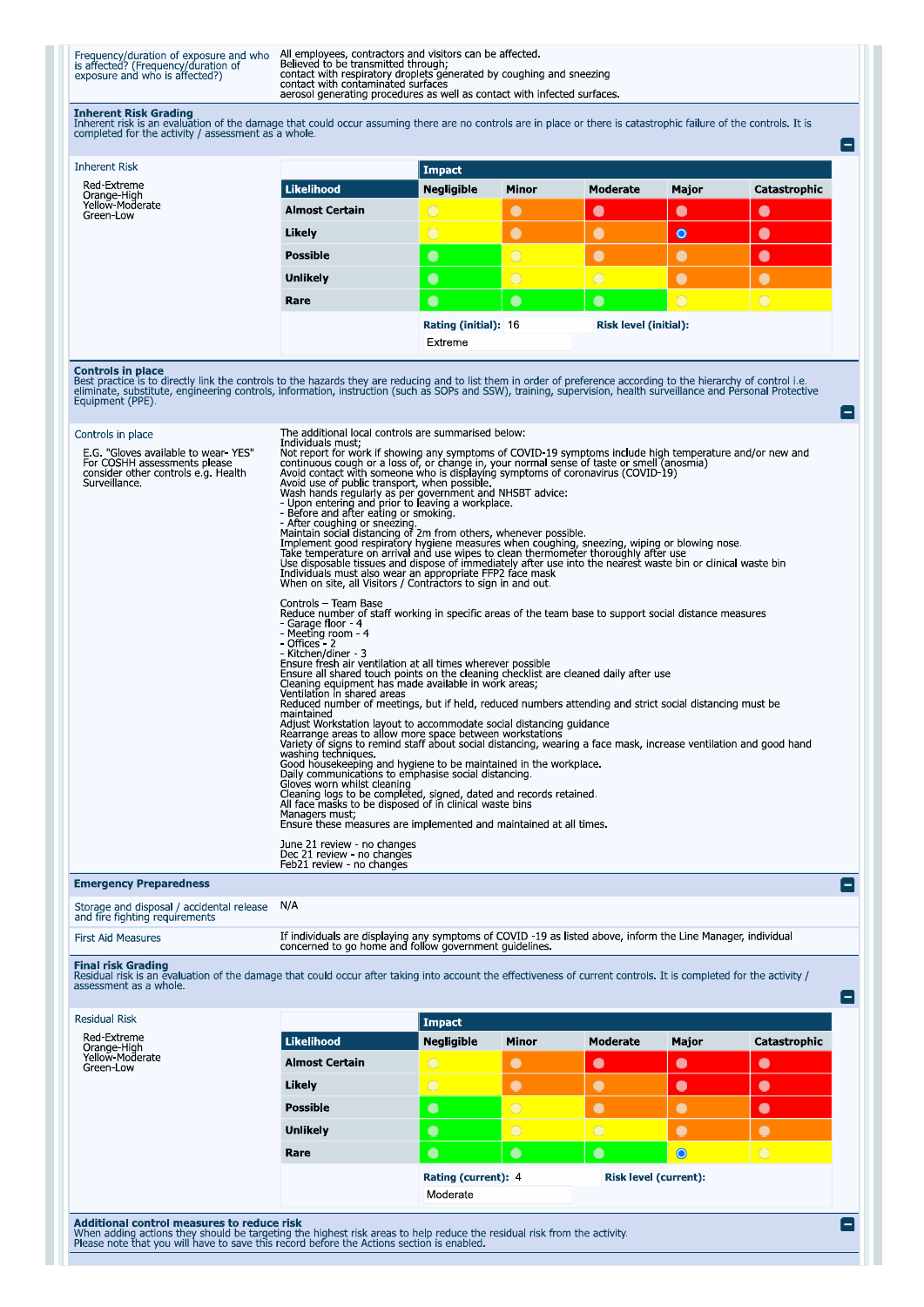| Frequency/duration of exposure and who is affected? (Frequency/duration of exposure and who is affected?) | All employees, contractors and visitors can be affected.<br>Believed to be transmitted through;<br>contact with respiratory droplets generated by coughing and sneezing<br>contact with contaminated surfaces<br>aerosol generating procedures as well as contact with infected surfaces. |
|---|---|

## Inherent Risk Grading

Inherent risk is an evaluation of the damage that could occur assuming there are no controls are in place or there is catastrophic failure of the controls. It is completed for the activity / assessment as a whole.

**Inherent Risk**

Red-Extreme
Orange-High
Yellow-Moderate
Green-Low

| Likelihood | Negligible | Minor | Moderate | Major | Catastrophic |
|---|---|---|---|---|---|
| Almost Certain | | | | | |
| Likely | | | | ● (selected) | |
| Possible | | | | | |
| Unlikely | | | | | |
| Rare | | | | | |

**Rating (initial):** 16 **Risk level (initial):** Extreme

## Controls in place

Best practice is to directly link the controls to the hazards they are reducing and to list them in order of preference according to the hierarchy of control i.e. eliminate, substitute, engineering controls, information, instruction (such as SOPs and SSW), training, supervision, health surveillance and Personal Protective Equipment (PPE).

**Controls in place**

E.G. "Gloves available to wear- YES" For COSHH assessments please consider other controls e.g. Health Surveillance.

The additional local controls are summarised below:
Individuals must;
Not report for work if showing any symptoms of COVID-19 symptoms include high temperature and/or new and continuous cough or a loss of, or change in, your normal sense of taste or smell (anosmia)
Avoid contact with someone who is displaying symptoms of coronavirus (COVID-19)
Avoid use of public transport, when possible.
Wash hands regularly as per government and NHSBT advice:
- Upon entering and prior to leaving a workplace.
- Before and after eating or smoking.
- After coughing or sneezing.
Maintain social distancing of 2m from others, whenever possible.
Implement good respiratory hygiene measures when coughing, sneezing, wiping or blowing nose.
Take temperature on arrival and use wipes to clean thermometer thoroughly after use
Use disposable tissues and dispose of immediately after use into the nearest waste bin or clinical waste bin
Individuals must also wear an appropriate FFP2 face mask
When on site, all Visitors / Contractors to sign in and out.

Controls – Team Base
Reduce number of staff working in specific areas of the team base to support social distance measures
- Garage floor - 4
- Meeting room - 4
- Offices - 2
- Kitchen/diner - 3
Ensure fresh air ventilation at all times wherever possible
Ensure all shared touch points on the cleaning checklist are cleaned daily after use
Cleaning equipment has made available in work areas;
Ventilation in shared areas
Reduced number of meetings, but if held, reduced numbers attending and strict social distancing must be maintained
Adjust Workstation layout to accommodate social distancing guidance
Rearrange areas to allow more space between workstations
Variety of signs to remind staff about social distancing, wearing a face mask, increase ventilation and good hand washing techniques.
Good housekeeping and hygiene to be maintained in the workplace.
Daily communications to emphasise social distancing.
Gloves worn whilst cleaning
Cleaning logs to be completed, signed, dated and records retained.
All face masks to be disposed of in clinical waste bins
Managers must;
Ensure these measures are implemented and maintained at all times.

June 21 review - no changes
Dec 21 review - no changes
Feb21 review - no changes

## Emergency Preparedness

| Storage and disposal / accidental release and fire fighting requirements | N/A |
|---|---|
| First Aid Measures | If individuals are displaying any symptoms of COVID -19 as listed above, inform the Line Manager, individual concerned to go home and follow government guidelines. |

## Final risk Grading

Residual risk is an evaluation of the damage that could occur after taking into account the effectiveness of current controls. It is completed for the activity / assessment as a whole.

**Residual Risk**

Red-Extreme
Orange-High
Yellow-Moderate
Green-Low

| Likelihood | Negligible | Minor | Moderate | Major | Catastrophic |
|---|---|---|---|---|---|
| Almost Certain | | | | | |
| Likely | | | | | |
| Possible | | | | | |
| Unlikely | | | | | |
| Rare | | | | ● (selected) | |

**Rating (current):** 4 **Risk level (current):** Moderate

## Additional control measures to reduce risk

When adding actions they should be targeting the highest risk areas to help reduce the residual risk from the activity.
Please note that you will have to save this record before the Actions section is enabled.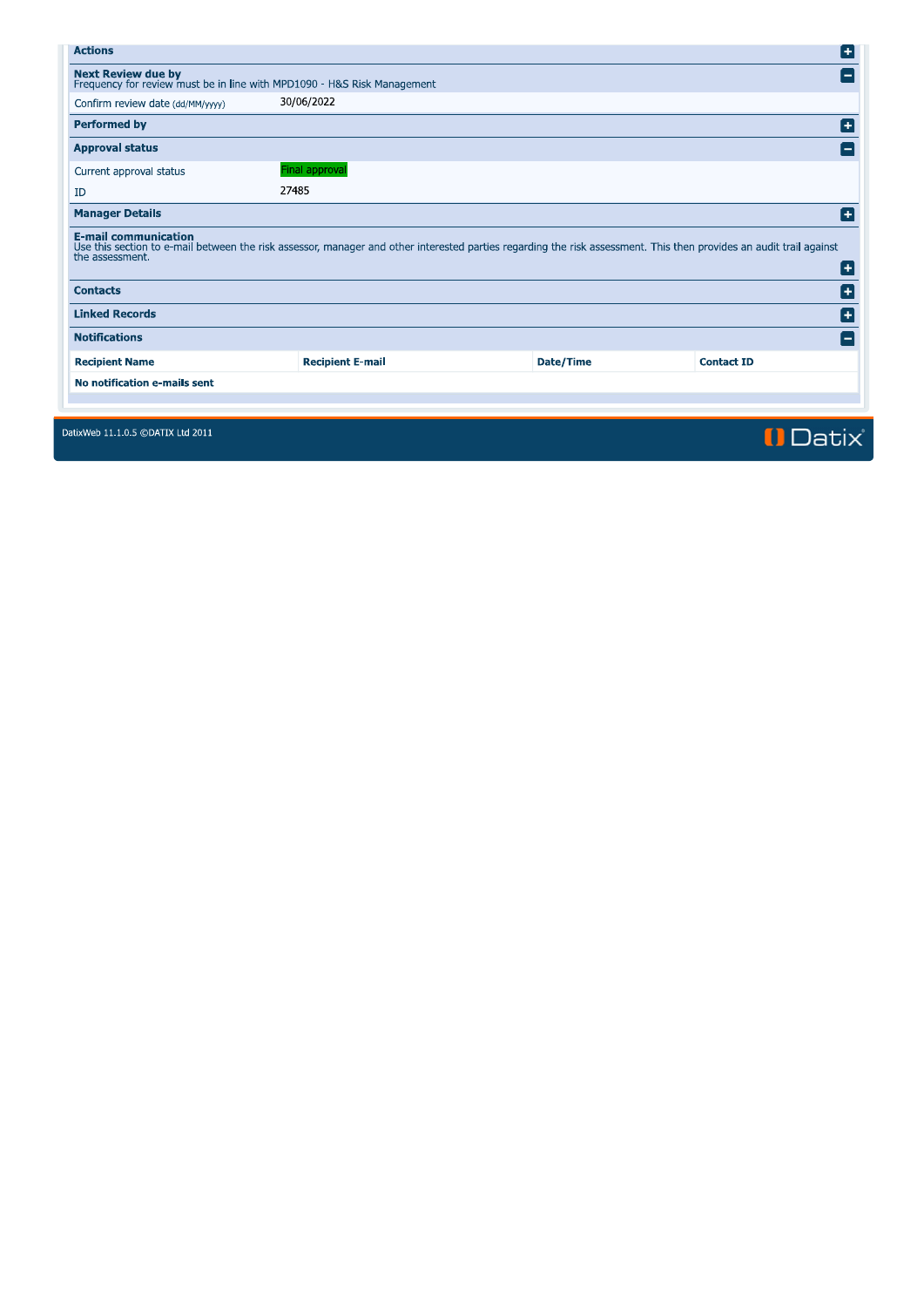### Actions

### Next Review due by

Frequency for review must be in line with MPD1090 - H&S Risk Management

| | |
|---|---|
| Confirm review date (dd/MM/yyyy) | 30/06/2022 |

### Performed by

### Approval status

| | |
|---|---|
| Current approval status | Final approval |
| ID | 27485 |

### Manager Details

### E-mail communication

Use this section to e-mail between the risk assessor, manager and other interested parties regarding the risk assessment. This then provides an audit trail against the assessment.

### Contacts

### Linked Records

### Notifications

| Recipient Name | Recipient E-mail | Date/Time | Contact ID |
|---|---|---|---|
| **No notification e-mails sent** | | | |

DatixWeb 11.1.0.5 ©DATIX Ltd 2011